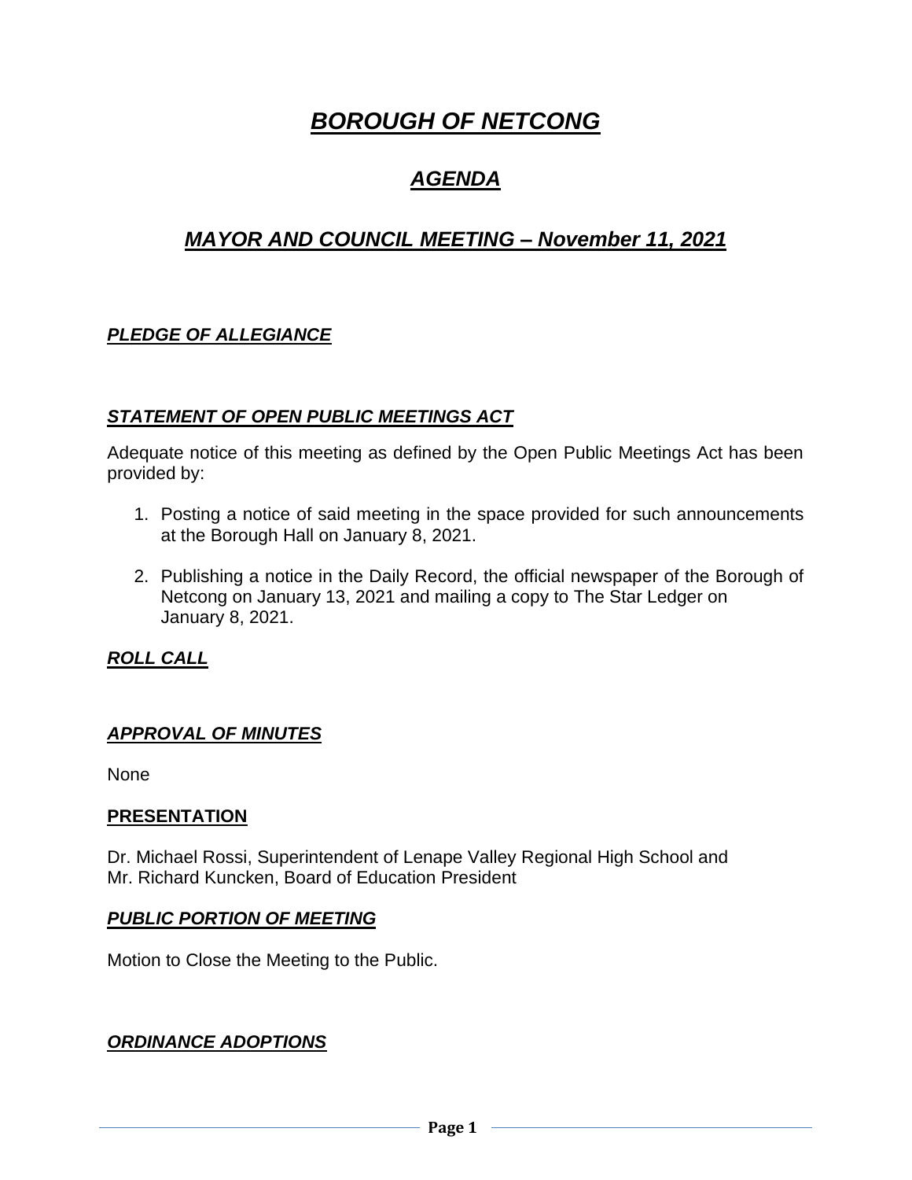# ***BOROUGH OF NETCONG***

## ***AGENDA***

## ***MAYOR AND COUNCIL MEETING – November 11, 2021***

### ***PLEDGE OF ALLEGIANCE***

### ***STATEMENT OF OPEN PUBLIC MEETINGS ACT***

Adequate notice of this meeting as defined by the Open Public Meetings Act has been provided by:

1. Posting a notice of said meeting in the space provided for such announcements at the Borough Hall on January 8, 2021.

2. Publishing a notice in the Daily Record, the official newspaper of the Borough of Netcong on January 13, 2021 and mailing a copy to The Star Ledger on January 8, 2021.

### ***ROLL CALL***

### ***APPROVAL OF MINUTES***

None

### **PRESENTATION**

Dr. Michael Rossi, Superintendent of Lenape Valley Regional High School and
Mr. Richard Kuncken, Board of Education President

### ***PUBLIC PORTION OF MEETING***

Motion to Close the Meeting to the Public.

### ***ORDINANCE ADOPTIONS***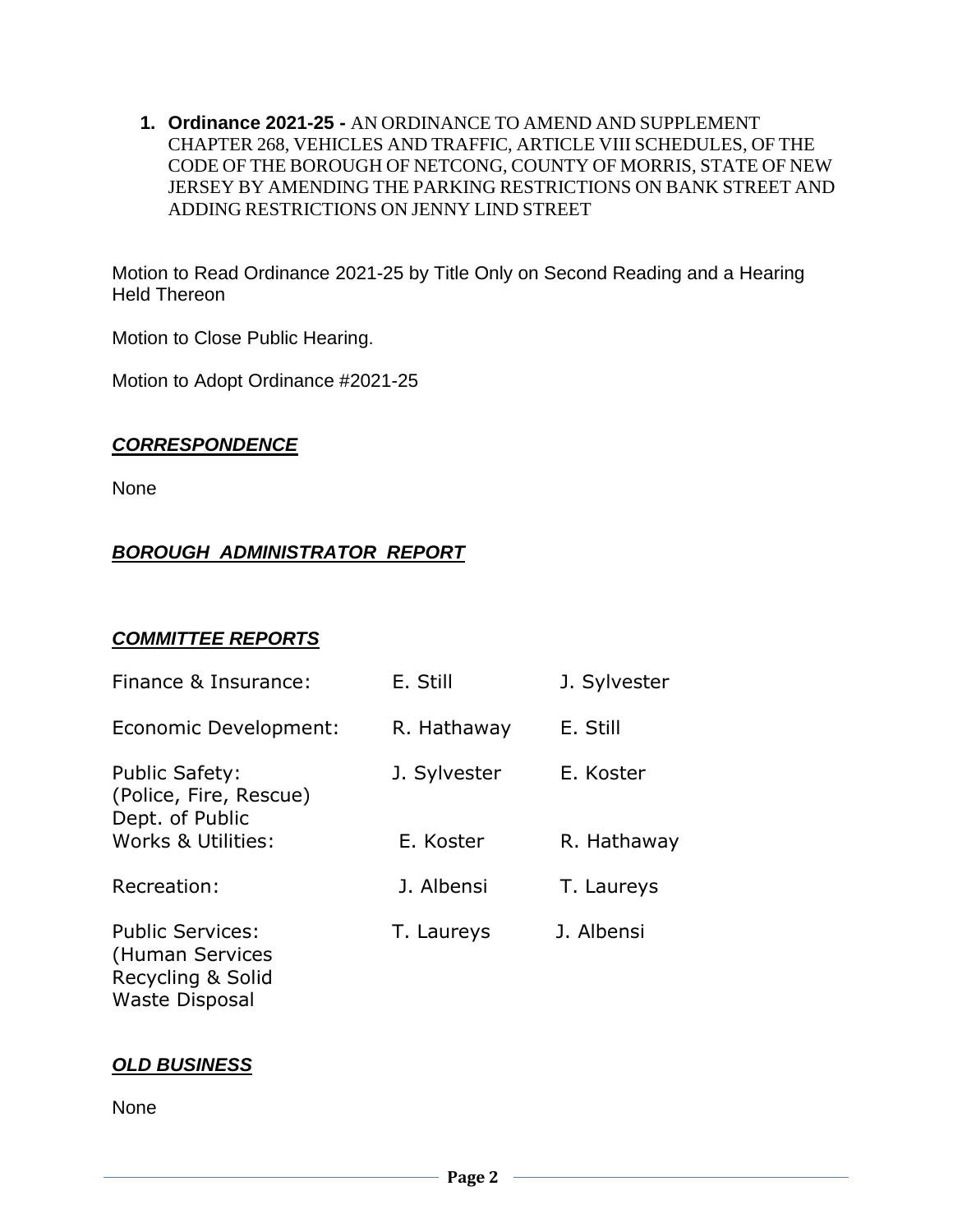1. **Ordinance 2021-25 -** AN ORDINANCE TO AMEND AND SUPPLEMENT CHAPTER 268, VEHICLES AND TRAFFIC, ARTICLE VIII SCHEDULES, OF THE CODE OF THE BOROUGH OF NETCONG, COUNTY OF MORRIS, STATE OF NEW JERSEY BY AMENDING THE PARKING RESTRICTIONS ON BANK STREET AND ADDING RESTRICTIONS ON JENNY LIND STREET

Motion to Read Ordinance 2021-25 by Title Only on Second Reading and a Hearing Held Thereon

Motion to Close Public Hearing.

Motion to Adopt Ordinance #2021-25

## ***CORRESPONDENCE***

None

## ***BOROUGH ADMINISTRATOR REPORT***

## ***COMMITTEE REPORTS***

| | | |
|---|---|---|
| Finance & Insurance: | E. Still | J. Sylvester |
| Economic Development: | R. Hathaway | E. Still |
| Public Safety: (Police, Fire, Rescue) | J. Sylvester | E. Koster |
| Dept. of Public Works & Utilities: | E. Koster | R. Hathaway |
| Recreation: | J. Albensi | T. Laureys |
| Public Services: (Human Services Recycling & Solid Waste Disposal | T. Laureys | J. Albensi |

## ***OLD BUSINESS***

None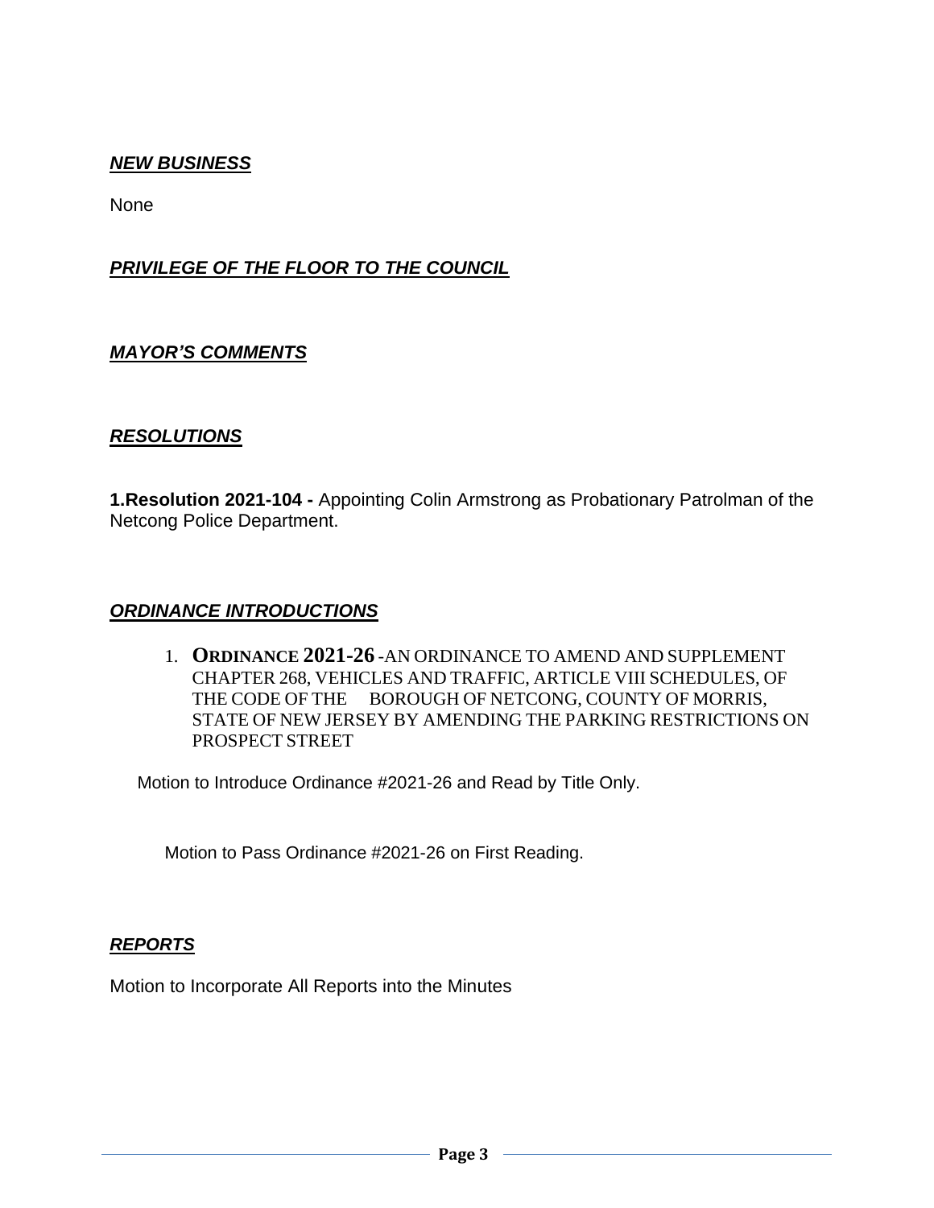***NEW BUSINESS***

None

***PRIVILEGE OF THE FLOOR TO THE COUNCIL***

***MAYOR'S COMMENTS***

***RESOLUTIONS***

**1.Resolution 2021-104 -** Appointing Colin Armstrong as Probationary Patrolman of the Netcong Police Department.

***ORDINANCE INTRODUCTIONS***

1. **ORDINANCE 2021-26** -AN ORDINANCE TO AMEND AND SUPPLEMENT CHAPTER 268, VEHICLES AND TRAFFIC, ARTICLE VIII SCHEDULES, OF THE CODE OF THE BOROUGH OF NETCONG, COUNTY OF MORRIS, STATE OF NEW JERSEY BY AMENDING THE PARKING RESTRICTIONS ON PROSPECT STREET

Motion to Introduce Ordinance #2021-26 and Read by Title Only.

Motion to Pass Ordinance #2021-26 on First Reading.

***REPORTS***

Motion to Incorporate All Reports into the Minutes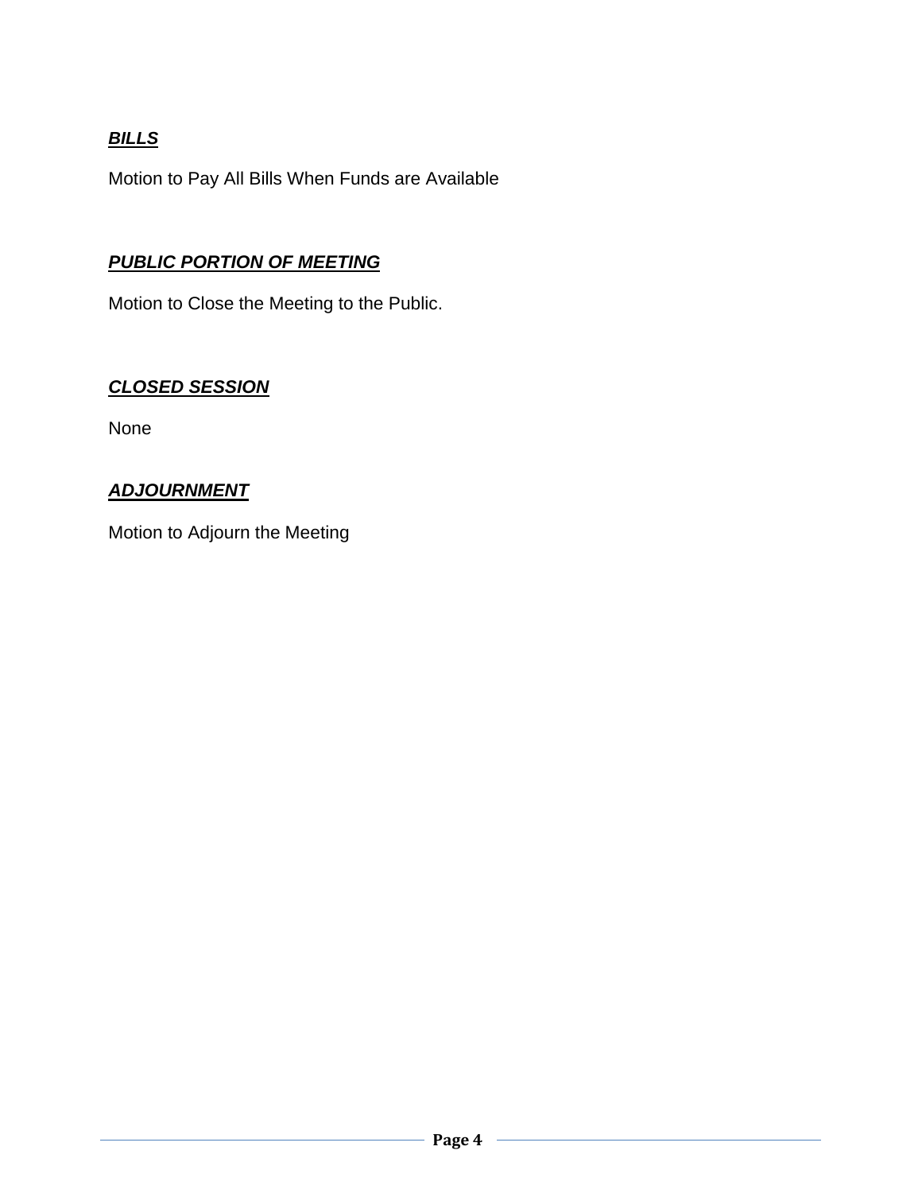***BILLS***

Motion to Pay All Bills When Funds are Available

***PUBLIC PORTION OF MEETING***

Motion to Close the Meeting to the Public.

***CLOSED SESSION***

None

***ADJOURNMENT***

Motion to Adjourn the Meeting